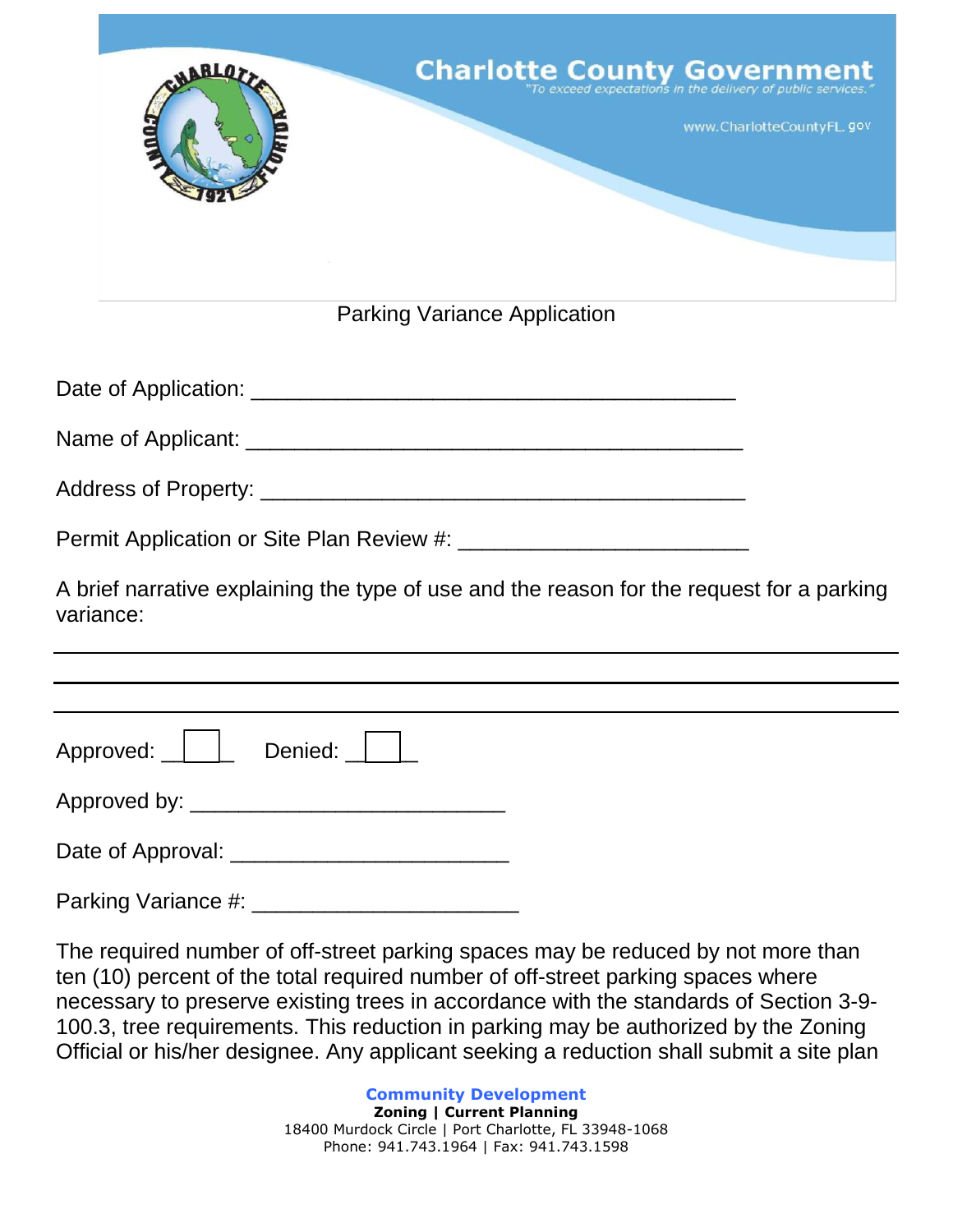# Charlotte County Government

*"To exceed expectations in the delivery of public services."*

www.CharlotteCountyFL.gov

## Parking Variance Application

Date of Application: ________________________________________

Name of Applicant: __________________________________________

Address of Property: _________________________________________

Permit Application or Site Plan Review #: ________________________

A brief narrative explaining the type of use and the reason for the request for a parking variance:

______________________________________________________________________

______________________________________________________________________

______________________________________________________________________

Approved: ☐ Denied: ☐

Approved by: __________________________

Date of Approval: ________________________

Parking Variance #: _______________________

The required number of off-street parking spaces may be reduced by not more than ten (10) percent of the total required number of off-street parking spaces where necessary to preserve existing trees in accordance with the standards of Section 3-9-100.3, tree requirements. This reduction in parking may be authorized by the Zoning Official or his/her designee. Any applicant seeking a reduction shall submit a site plan

**Community Development**
**Zoning | Current Planning**
18400 Murdock Circle | Port Charlotte, FL 33948-1068
Phone: 941.743.1964 | Fax: 941.743.1598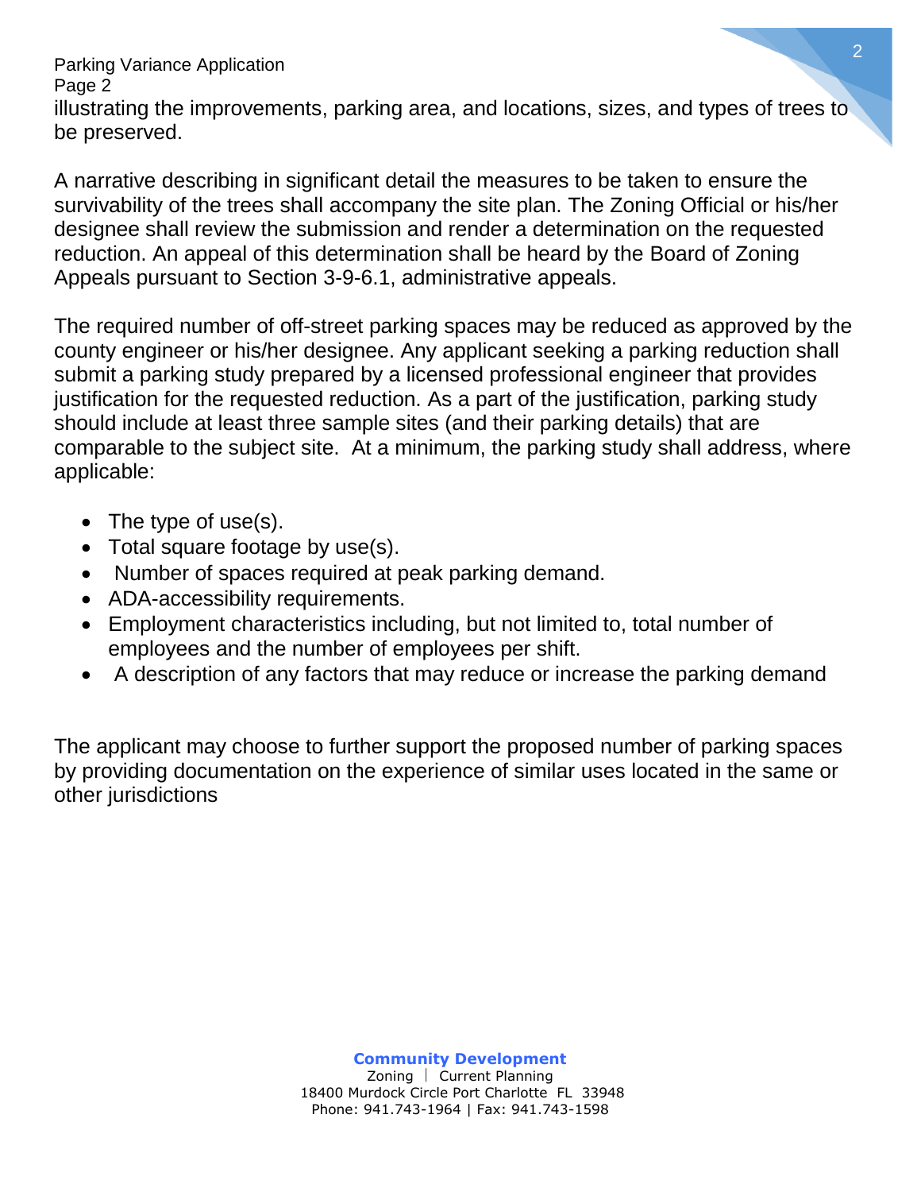illustrating the improvements, parking area, and locations, sizes, and types of trees to be preserved.

A narrative describing in significant detail the measures to be taken to ensure the survivability of the trees shall accompany the site plan. The Zoning Official or his/her designee shall review the submission and render a determination on the requested reduction. An appeal of this determination shall be heard by the Board of Zoning Appeals pursuant to Section 3-9-6.1, administrative appeals.

The required number of off-street parking spaces may be reduced as approved by the county engineer or his/her designee. Any applicant seeking a parking reduction shall submit a parking study prepared by a licensed professional engineer that provides justification for the requested reduction. As a part of the justification, parking study should include at least three sample sites (and their parking details) that are comparable to the subject site. At a minimum, the parking study shall address, where applicable:

- The type of use(s).
- Total square footage by use(s).
- Number of spaces required at peak parking demand.
- ADA-accessibility requirements.
- Employment characteristics including, but not limited to, total number of employees and the number of employees per shift.
- A description of any factors that may reduce or increase the parking demand

The applicant may choose to further support the proposed number of parking spaces by providing documentation on the experience of similar uses located in the same or other jurisdictions

**Community Development**
Zoning | Current Planning
18400 Murdock Circle Port Charlotte FL 33948
Phone: 941.743-1964 | Fax: 941.743-1598